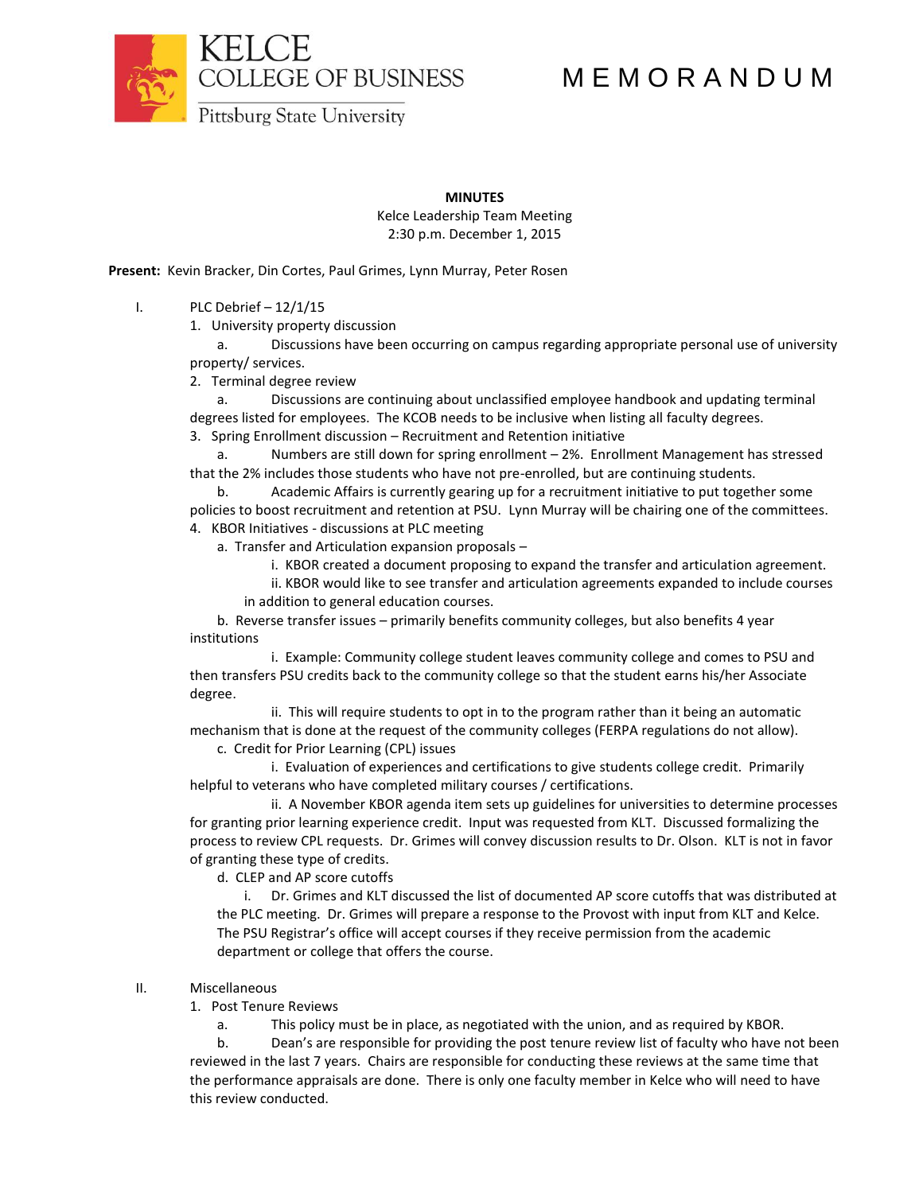KELCE COLLEGE OF BUSINESS
Pittsburg State University

# MEMORANDUM

**MINUTES**
Kelce Leadership Team Meeting
2:30 p.m. December 1, 2015

**Present:** Kevin Bracker, Din Cortes, Paul Grimes, Lynn Murray, Peter Rosen

I. PLC Debrief – 12/1/15

1. University property discussion
   a. Discussions have been occurring on campus regarding appropriate personal use of university property/ services.
2. Terminal degree review
   a. Discussions are continuing about unclassified employee handbook and updating terminal degrees listed for employees. The KCOB needs to be inclusive when listing all faculty degrees.
3. Spring Enrollment discussion – Recruitment and Retention initiative
   a. Numbers are still down for spring enrollment – 2%. Enrollment Management has stressed that the 2% includes those students who have not pre-enrolled, but are continuing students.
   b. Academic Affairs is currently gearing up for a recruitment initiative to put together some policies to boost recruitment and retention at PSU. Lynn Murray will be chairing one of the committees.
4. KBOR Initiatives - discussions at PLC meeting
   a. Transfer and Articulation expansion proposals –
      i. KBOR created a document proposing to expand the transfer and articulation agreement.
      ii. KBOR would like to see transfer and articulation agreements expanded to include courses in addition to general education courses.
   b. Reverse transfer issues – primarily benefits community colleges, but also benefits 4 year institutions
      i. Example: Community college student leaves community college and comes to PSU and then transfers PSU credits back to the community college so that the student earns his/her Associate degree.
      ii. This will require students to opt in to the program rather than it being an automatic mechanism that is done at the request of the community colleges (FERPA regulations do not allow).
   c. Credit for Prior Learning (CPL) issues
      i. Evaluation of experiences and certifications to give students college credit. Primarily helpful to veterans who have completed military courses / certifications.
      ii. A November KBOR agenda item sets up guidelines for universities to determine processes for granting prior learning experience credit. Input was requested from KLT. Discussed formalizing the process to review CPL requests. Dr. Grimes will convey discussion results to Dr. Olson. KLT is not in favor of granting these type of credits.
   d. CLEP and AP score cutoffs
      i. Dr. Grimes and KLT discussed the list of documented AP score cutoffs that was distributed at the PLC meeting. Dr. Grimes will prepare a response to the Provost with input from KLT and Kelce. The PSU Registrar's office will accept courses if they receive permission from the academic department or college that offers the course.

II. Miscellaneous

1. Post Tenure Reviews
   a. This policy must be in place, as negotiated with the union, and as required by KBOR.
   b. Dean's are responsible for providing the post tenure review list of faculty who have not been reviewed in the last 7 years. Chairs are responsible for conducting these reviews at the same time that the performance appraisals are done. There is only one faculty member in Kelce who will need to have this review conducted.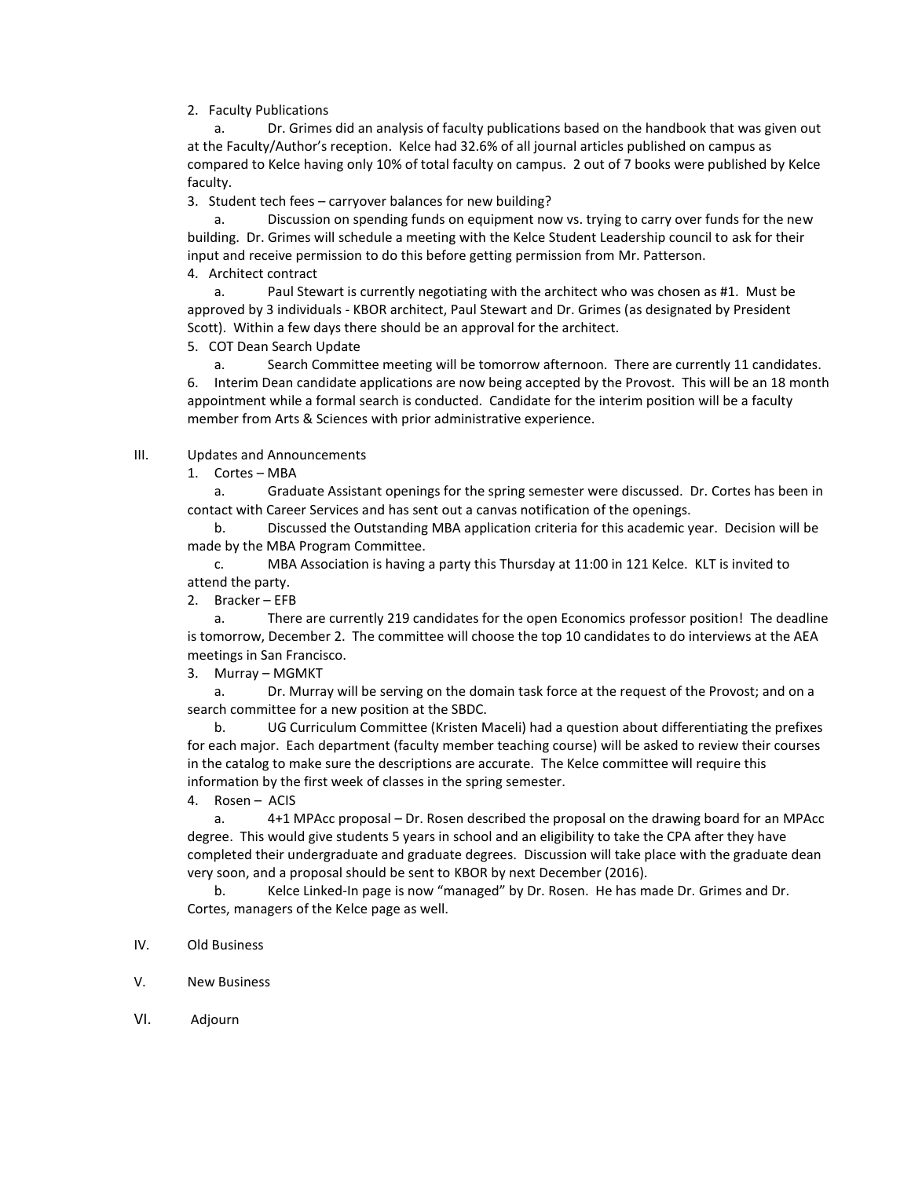2. Faculty Publications
   - a. Dr. Grimes did an analysis of faculty publications based on the handbook that was given out at the Faculty/Author's reception. Kelce had 32.6% of all journal articles published on campus as compared to Kelce having only 10% of total faculty on campus. 2 out of 7 books were published by Kelce faculty.
3. Student tech fees – carryover balances for new building?
   - a. Discussion on spending funds on equipment now vs. trying to carry over funds for the new building. Dr. Grimes will schedule a meeting with the Kelce Student Leadership council to ask for their input and receive permission to do this before getting permission from Mr. Patterson.
4. Architect contract
   - a. Paul Stewart is currently negotiating with the architect who was chosen as #1. Must be approved by 3 individuals - KBOR architect, Paul Stewart and Dr. Grimes (as designated by President Scott). Within a few days there should be an approval for the architect.
5. COT Dean Search Update
   - a. Search Committee meeting will be tomorrow afternoon. There are currently 11 candidates.
6. Interim Dean candidate applications are now being accepted by the Provost. This will be an 18 month appointment while a formal search is conducted. Candidate for the interim position will be a faculty member from Arts & Sciences with prior administrative experience.

III. Updates and Announcements

1. Cortes – MBA
   - a. Graduate Assistant openings for the spring semester were discussed. Dr. Cortes has been in contact with Career Services and has sent out a canvas notification of the openings.
   - b. Discussed the Outstanding MBA application criteria for this academic year. Decision will be made by the MBA Program Committee.
   - c. MBA Association is having a party this Thursday at 11:00 in 121 Kelce. KLT is invited to attend the party.
2. Bracker – EFB
   - a. There are currently 219 candidates for the open Economics professor position! The deadline is tomorrow, December 2. The committee will choose the top 10 candidates to do interviews at the AEA meetings in San Francisco.
3. Murray – MGMKT
   - a. Dr. Murray will be serving on the domain task force at the request of the Provost; and on a search committee for a new position at the SBDC.
   - b. UG Curriculum Committee (Kristen Maceli) had a question about differentiating the prefixes for each major. Each department (faculty member teaching course) will be asked to review their courses in the catalog to make sure the descriptions are accurate. The Kelce committee will require this information by the first week of classes in the spring semester.
4. Rosen – ACIS
   - a. 4+1 MPAcc proposal – Dr. Rosen described the proposal on the drawing board for an MPAcc degree. This would give students 5 years in school and an eligibility to take the CPA after they have completed their undergraduate and graduate degrees. Discussion will take place with the graduate dean very soon, and a proposal should be sent to KBOR by next December (2016).
   - b. Kelce Linked-In page is now "managed" by Dr. Rosen. He has made Dr. Grimes and Dr. Cortes, managers of the Kelce page as well.

IV. Old Business

V. New Business

VI. Adjourn